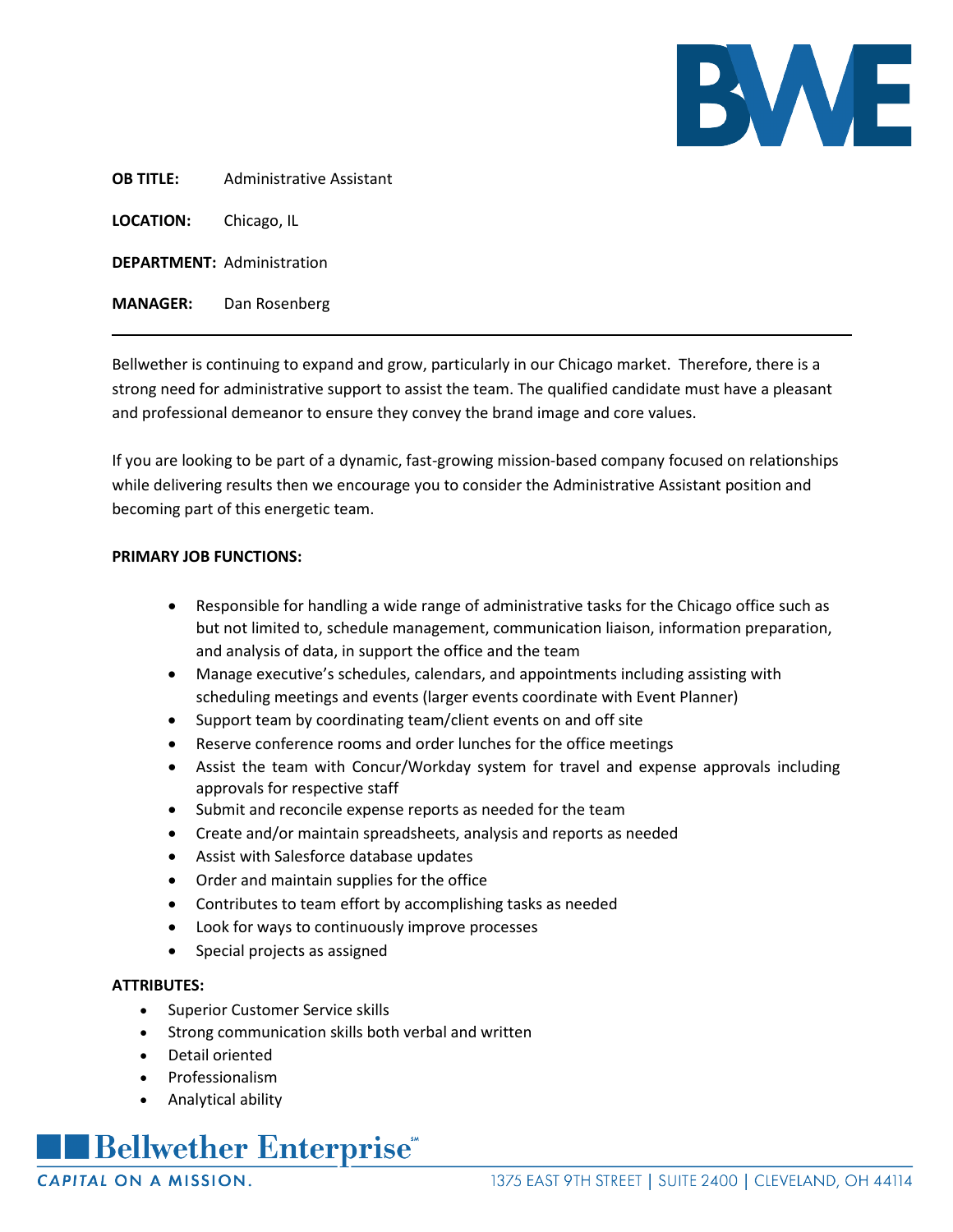**OB TITLE:** Administrative Assistant

**LOCATION:** Chicago, IL

**DEPARTMENT:** Administration

**MANAGER:** Dan Rosenberg

---

Bellwether is continuing to expand and grow, particularly in our Chicago market. Therefore, there is a strong need for administrative support to assist the team. The qualified candidate must have a pleasant and professional demeanor to ensure they convey the brand image and core values.

If you are looking to be part of a dynamic, fast-growing mission-based company focused on relationships while delivering results then we encourage you to consider the Administrative Assistant position and becoming part of this energetic team.

**PRIMARY JOB FUNCTIONS:**

- Responsible for handling a wide range of administrative tasks for the Chicago office such as but not limited to, schedule management, communication liaison, information preparation, and analysis of data, in support the office and the team
- Manage executive's schedules, calendars, and appointments including assisting with scheduling meetings and events (larger events coordinate with Event Planner)
- Support team by coordinating team/client events on and off site
- Reserve conference rooms and order lunches for the office meetings
- Assist the team with Concur/Workday system for travel and expense approvals including approvals for respective staff
- Submit and reconcile expense reports as needed for the team
- Create and/or maintain spreadsheets, analysis and reports as needed
- Assist with Salesforce database updates
- Order and maintain supplies for the office
- Contributes to team effort by accomplishing tasks as needed
- Look for ways to continuously improve processes
- Special projects as assigned

**ATTRIBUTES:**

- Superior Customer Service skills
- Strong communication skills both verbal and written
- Detail oriented
- Professionalism
- Analytical ability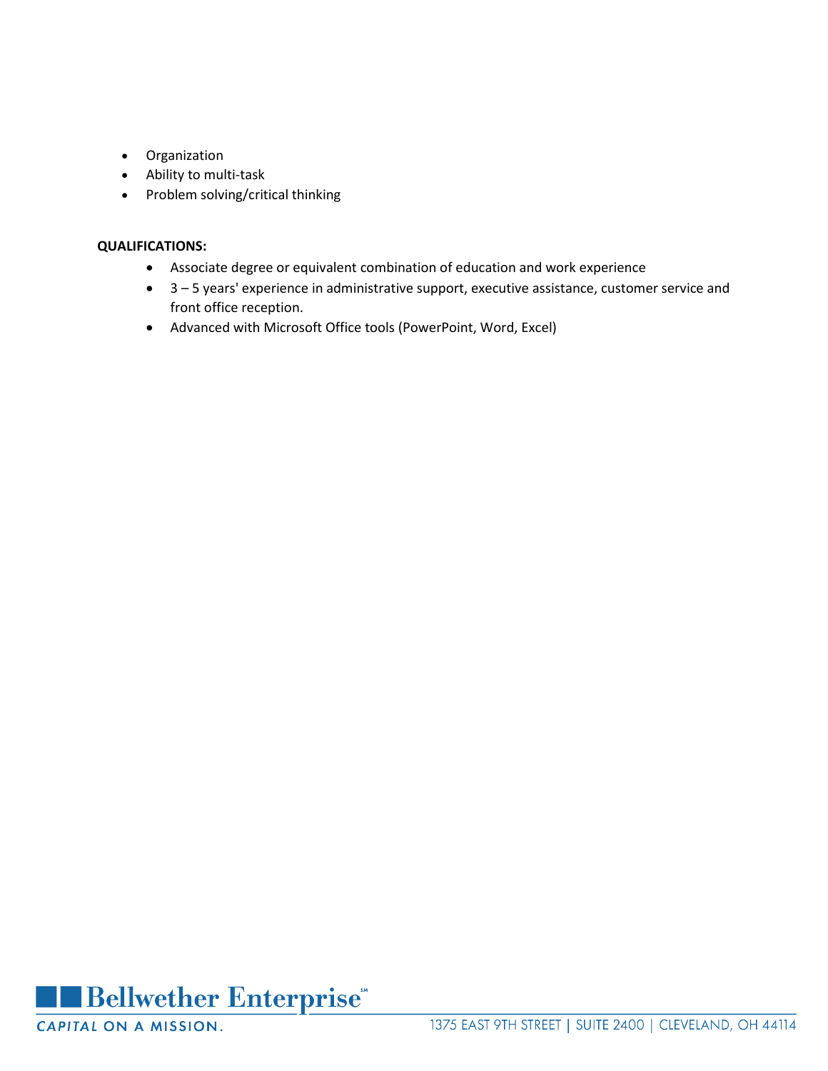- Organization
- Ability to multi-task
- Problem solving/critical thinking

**QUALIFICATIONS:**

- Associate degree or equivalent combination of education and work experience
- 3 – 5 years' experience in administrative support, executive assistance, customer service and front office reception.
- Advanced with Microsoft Office tools (PowerPoint, Word, Excel)